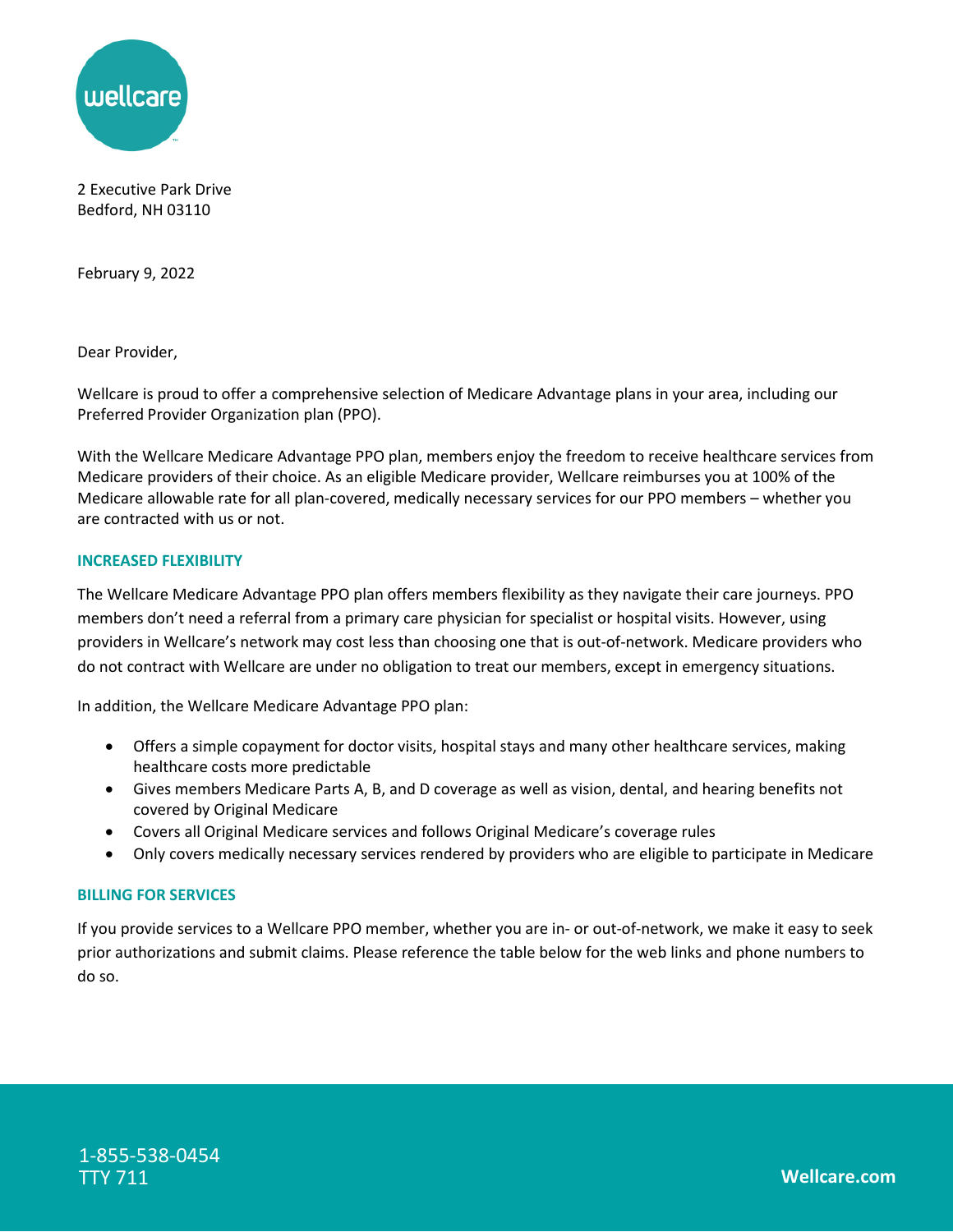2 Executive Park Drive
Bedford, NH 03110

February 9, 2022

Dear Provider,

Wellcare is proud to offer a comprehensive selection of Medicare Advantage plans in your area, including our Preferred Provider Organization plan (PPO).

With the Wellcare Medicare Advantage PPO plan, members enjoy the freedom to receive healthcare services from Medicare providers of their choice. As an eligible Medicare provider, Wellcare reimburses you at 100% of the Medicare allowable rate for all plan-covered, medically necessary services for our PPO members – whether you are contracted with us or not.

## INCREASED FLEXIBILITY

The Wellcare Medicare Advantage PPO plan offers members flexibility as they navigate their care journeys. PPO members don't need a referral from a primary care physician for specialist or hospital visits. However, using providers in Wellcare's network may cost less than choosing one that is out-of-network. Medicare providers who do not contract with Wellcare are under no obligation to treat our members, except in emergency situations.

In addition, the Wellcare Medicare Advantage PPO plan:

- Offers a simple copayment for doctor visits, hospital stays and many other healthcare services, making healthcare costs more predictable
- Gives members Medicare Parts A, B, and D coverage as well as vision, dental, and hearing benefits not covered by Original Medicare
- Covers all Original Medicare services and follows Original Medicare's coverage rules
- Only covers medically necessary services rendered by providers who are eligible to participate in Medicare

## BILLING FOR SERVICES

If you provide services to a Wellcare PPO member, whether you are in- or out-of-network, we make it easy to seek prior authorizations and submit claims. Please reference the table below for the web links and phone numbers to do so.

1-855-538-0454
TTY 711

Wellcare.com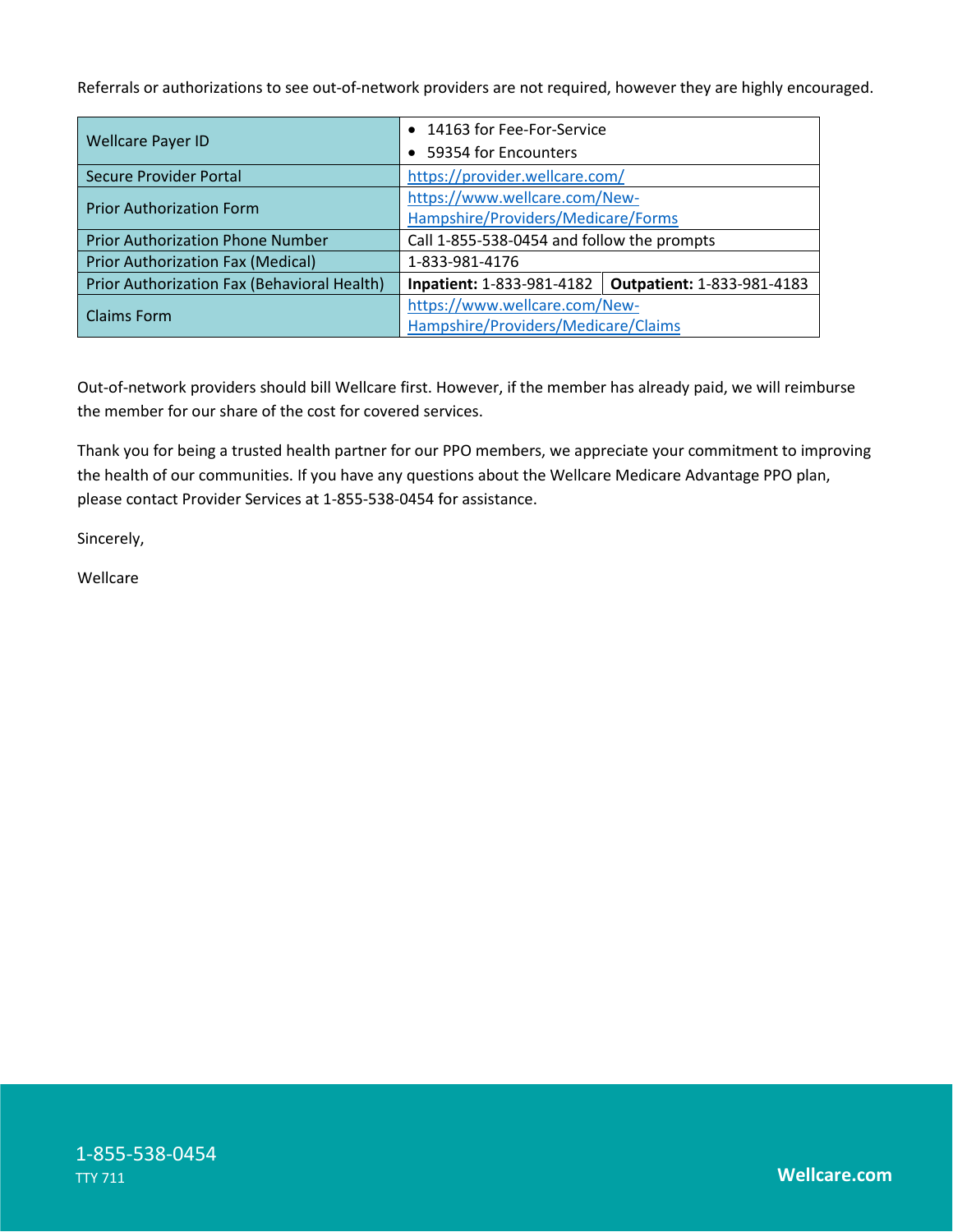Referrals or authorizations to see out-of-network providers are not required, however they are highly encouraged.

| | | |
|---|---|---|
| Wellcare Payer ID | • 14163 for Fee-For-Service<br>• 59354 for Encounters | |
| Secure Provider Portal | https://provider.wellcare.com/ | |
| Prior Authorization Form | https://www.wellcare.com/New-Hampshire/Providers/Medicare/Forms | |
| Prior Authorization Phone Number | Call 1-855-538-0454 and follow the prompts | |
| Prior Authorization Fax (Medical) | 1-833-981-4176 | |
| Prior Authorization Fax (Behavioral Health) | **Inpatient:** 1-833-981-4182 | **Outpatient:** 1-833-981-4183 |
| Claims Form | https://www.wellcare.com/New-Hampshire/Providers/Medicare/Claims | |

Out-of-network providers should bill Wellcare first. However, if the member has already paid, we will reimburse the member for our share of the cost for covered services.

Thank you for being a trusted health partner for our PPO members, we appreciate your commitment to improving the health of our communities. If you have any questions about the Wellcare Medicare Advantage PPO plan, please contact Provider Services at 1-855-538-0454 for assistance.

Sincerely,

Wellcare

1-855-538-0454
TTY 711

**Wellcare.com**